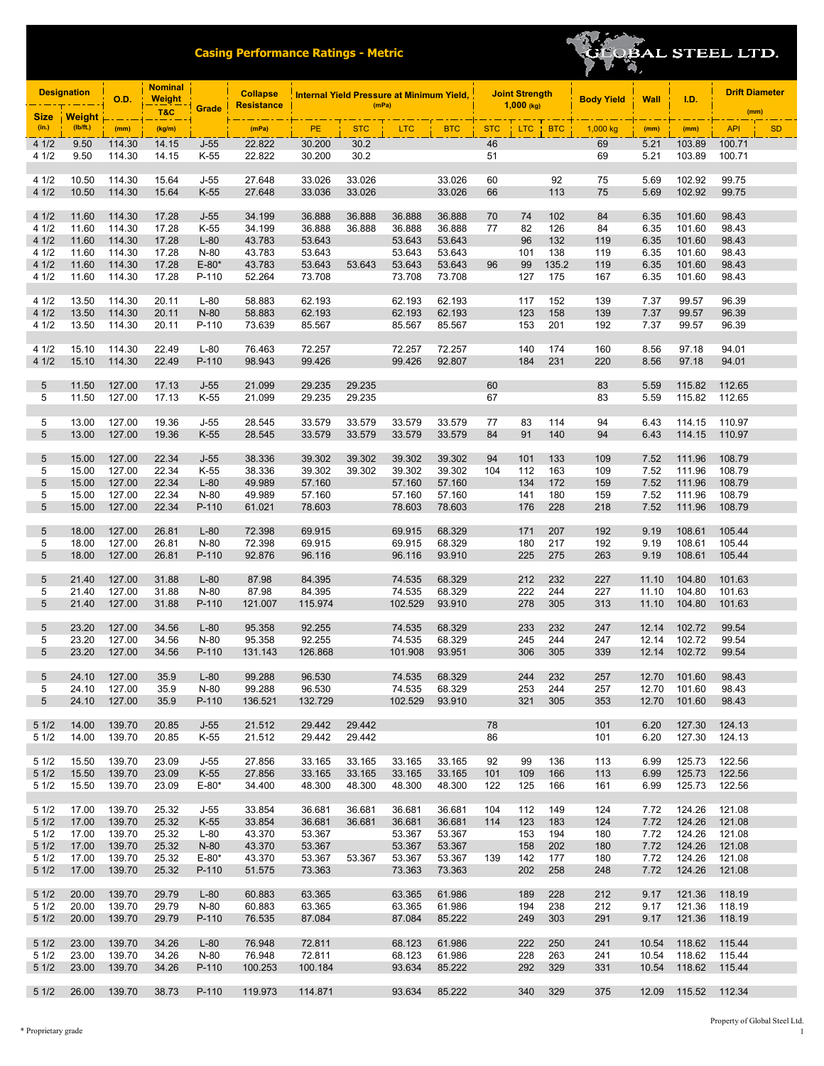# Casing Performance Ratings - Metric

GLOBAL STEEL LTD.

| Designation | | O.D. | Nominal Weight T&C | Grade | Collapse Resistance | Internal Yield Pressure at Minimum Yield, (mPa) | | | | Joint Strength 1,000 (kg) | | | Body Yield | Wall | I.D. | Drift Diameter (mm) | |
|---|---|---|---|---|---|---|---|---|---|---|---|---|---|---|---|---|---|
| Size (in.) | Weight (lb/ft.) | (mm) | (kg/m) | | (mPa) | PE | STC | LTC | BTC | STC | LTC | BTC | 1,000 kg | (mm) | (mm) | API | SD |
| 4 1/2 | 9.50 | 114.30 | 14.15 | J-55 | 22.822 | 30.200 | 30.2 | | | 46 | | | 69 | 5.21 | 103.89 | 100.71 | |
| 4 1/2 | 9.50 | 114.30 | 14.15 | K-55 | 22.822 | 30.200 | 30.2 | | | 51 | | | 69 | 5.21 | 103.89 | 100.71 | |
| | | | | | | | | | | | | | | | | | |
| 4 1/2 | 10.50 | 114.30 | 15.64 | J-55 | 27.648 | 33.026 | 33.026 | | 33.026 | 60 | | 92 | 75 | 5.69 | 102.92 | 99.75 | |
| 4 1/2 | 10.50 | 114.30 | 15.64 | K-55 | 27.648 | 33.036 | 33.026 | | 33.026 | 66 | | 113 | 75 | 5.69 | 102.92 | 99.75 | |
| | | | | | | | | | | | | | | | | | |
| 4 1/2 | 11.60 | 114.30 | 17.28 | J-55 | 34.199 | 36.888 | 36.888 | 36.888 | 36.888 | 70 | 74 | 102 | 84 | 6.35 | 101.60 | 98.43 | |
| 4 1/2 | 11.60 | 114.30 | 17.28 | K-55 | 34.199 | 36.888 | 36.888 | 36.888 | 36.888 | 77 | 82 | 126 | 84 | 6.35 | 101.60 | 98.43 | |
| 4 1/2 | 11.60 | 114.30 | 17.28 | L-80 | 43.783 | 53.643 | | 53.643 | 53.643 | | 96 | 132 | 119 | 6.35 | 101.60 | 98.43 | |
| 4 1/2 | 11.60 | 114.30 | 17.28 | N-80 | 43.783 | 53.643 | | 53.643 | 53.643 | | 101 | 138 | 119 | 6.35 | 101.60 | 98.43 | |
| 4 1/2 | 11.60 | 114.30 | 17.28 | E-80* | 43.783 | 53.643 | 53.643 | 53.643 | 53.643 | 96 | 99 | 135.2 | 119 | 6.35 | 101.60 | 98.43 | |
| 4 1/2 | 11.60 | 114.30 | 17.28 | P-110 | 52.264 | 73.708 | | 73.708 | 73.708 | | 127 | 175 | 167 | 6.35 | 101.60 | 98.43 | |
| | | | | | | | | | | | | | | | | | |
| 4 1/2 | 13.50 | 114.30 | 20.11 | L-80 | 58.883 | 62.193 | | 62.193 | 62.193 | | 117 | 152 | 139 | 7.37 | 99.57 | 96.39 | |
| 4 1/2 | 13.50 | 114.30 | 20.11 | N-80 | 58.883 | 62.193 | | 62.193 | 62.193 | | 123 | 158 | 139 | 7.37 | 99.57 | 96.39 | |
| 4 1/2 | 13.50 | 114.30 | 20.11 | P-110 | 73.639 | 85.567 | | 85.567 | 85.567 | | 153 | 201 | 192 | 7.37 | 99.57 | 96.39 | |
| | | | | | | | | | | | | | | | | | |
| 4 1/2 | 15.10 | 114.30 | 22.49 | L-80 | 76.463 | 72.257 | | 72.257 | 72.257 | | 140 | 174 | 160 | 8.56 | 97.18 | 94.01 | |
| 4 1/2 | 15.10 | 114.30 | 22.49 | P-110 | 98.943 | 99.426 | | 99.426 | 92.807 | | 184 | 231 | 220 | 8.56 | 97.18 | 94.01 | |
| | | | | | | | | | | | | | | | | | |
| 5 | 11.50 | 127.00 | 17.13 | J-55 | 21.099 | 29.235 | 29.235 | | | 60 | | | 83 | 5.59 | 115.82 | 112.65 | |
| 5 | 11.50 | 127.00 | 17.13 | K-55 | 21.099 | 29.235 | 29.235 | | | 67 | | | 83 | 5.59 | 115.82 | 112.65 | |
| | | | | | | | | | | | | | | | | | |
| 5 | 13.00 | 127.00 | 19.36 | J-55 | 28.545 | 33.579 | 33.579 | 33.579 | 33.579 | 77 | 83 | 114 | 94 | 6.43 | 114.15 | 110.97 | |
| 5 | 13.00 | 127.00 | 19.36 | K-55 | 28.545 | 33.579 | 33.579 | 33.579 | 33.579 | 84 | 91 | 140 | 94 | 6.43 | 114.15 | 110.97 | |
| | | | | | | | | | | | | | | | | | |
| 5 | 15.00 | 127.00 | 22.34 | J-55 | 38.336 | 39.302 | 39.302 | 39.302 | 39.302 | 94 | 101 | 133 | 109 | 7.52 | 111.96 | 108.79 | |
| 5 | 15.00 | 127.00 | 22.34 | K-55 | 38.336 | 39.302 | 39.302 | 39.302 | 39.302 | 104 | 112 | 163 | 109 | 7.52 | 111.96 | 108.79 | |
| 5 | 15.00 | 127.00 | 22.34 | L-80 | 49.989 | 57.160 | | 57.160 | 57.160 | | 134 | 172 | 159 | 7.52 | 111.96 | 108.79 | |
| 5 | 15.00 | 127.00 | 22.34 | N-80 | 49.989 | 57.160 | | 57.160 | 57.160 | | 141 | 180 | 159 | 7.52 | 111.96 | 108.79 | |
| 5 | 15.00 | 127.00 | 22.34 | P-110 | 61.021 | 78.603 | | 78.603 | 78.603 | | 176 | 228 | 218 | 7.52 | 111.96 | 108.79 | |
| | | | | | | | | | | | | | | | | | |
| 5 | 18.00 | 127.00 | 26.81 | L-80 | 72.398 | 69.915 | | 69.915 | 68.329 | | 171 | 207 | 192 | 9.19 | 108.61 | 105.44 | |
| 5 | 18.00 | 127.00 | 26.81 | N-80 | 72.398 | 69.915 | | 69.915 | 68.329 | | 180 | 217 | 192 | 9.19 | 108.61 | 105.44 | |
| 5 | 18.00 | 127.00 | 26.81 | P-110 | 92.876 | 96.116 | | 96.116 | 93.910 | | 225 | 275 | 263 | 9.19 | 108.61 | 105.44 | |
| | | | | | | | | | | | | | | | | | |
| 5 | 21.40 | 127.00 | 31.88 | L-80 | 87.98 | 84.395 | | 74.535 | 68.329 | | 212 | 232 | 227 | 11.10 | 104.80 | 101.63 | |
| 5 | 21.40 | 127.00 | 31.88 | N-80 | 87.98 | 84.395 | | 74.535 | 68.329 | | 222 | 244 | 227 | 11.10 | 104.80 | 101.63 | |
| 5 | 21.40 | 127.00 | 31.88 | P-110 | 121.007 | 115.974 | | 102.529 | 93.910 | | 278 | 305 | 313 | 11.10 | 104.80 | 101.63 | |
| | | | | | | | | | | | | | | | | | |
| 5 | 23.20 | 127.00 | 34.56 | L-80 | 95.358 | 92.255 | | 74.535 | 68.329 | | 233 | 232 | 247 | 12.14 | 102.72 | 99.54 | |
| 5 | 23.20 | 127.00 | 34.56 | N-80 | 95.358 | 92.255 | | 74.535 | 68.329 | | 245 | 244 | 247 | 12.14 | 102.72 | 99.54 | |
| 5 | 23.20 | 127.00 | 34.56 | P-110 | 131.143 | 126.868 | | 101.908 | 93.951 | | 306 | 305 | 339 | 12.14 | 102.72 | 99.54 | |
| | | | | | | | | | | | | | | | | | |
| 5 | 24.10 | 127.00 | 35.9 | L-80 | 99.288 | 96.530 | | 74.535 | 68.329 | | 244 | 232 | 257 | 12.70 | 101.60 | 98.43 | |
| 5 | 24.10 | 127.00 | 35.9 | N-80 | 99.288 | 96.530 | | 74.535 | 68.329 | | 253 | 244 | 257 | 12.70 | 101.60 | 98.43 | |
| 5 | 24.10 | 127.00 | 35.9 | P-110 | 136.521 | 132.729 | | 102.529 | 93.910 | | 321 | 305 | 353 | 12.70 | 101.60 | 98.43 | |
| | | | | | | | | | | | | | | | | | |
| 5 1/2 | 14.00 | 139.70 | 20.85 | J-55 | 21.512 | 29.442 | 29.442 | | | 78 | | | 101 | 6.20 | 127.30 | 124.13 | |
| 5 1/2 | 14.00 | 139.70 | 20.85 | K-55 | 21.512 | 29.442 | 29.442 | | | 86 | | | 101 | 6.20 | 127.30 | 124.13 | |
| | | | | | | | | | | | | | | | | | |
| 5 1/2 | 15.50 | 139.70 | 23.09 | J-55 | 27.856 | 33.165 | 33.165 | 33.165 | 33.165 | 92 | 99 | 136 | 113 | 6.99 | 125.73 | 122.56 | |
| 5 1/2 | 15.50 | 139.70 | 23.09 | K-55 | 27.856 | 33.165 | 33.165 | 33.165 | 33.165 | 101 | 109 | 166 | 113 | 6.99 | 125.73 | 122.56 | |
| 5 1/2 | 15.50 | 139.70 | 23.09 | E-80* | 34.400 | 48.300 | 48.300 | 48.300 | 48.300 | 122 | 125 | 166 | 161 | 6.99 | 125.73 | 122.56 | |
| | | | | | | | | | | | | | | | | | |
| 5 1/2 | 17.00 | 139.70 | 25.32 | J-55 | 33.854 | 36.681 | 36.681 | 36.681 | 36.681 | 104 | 112 | 149 | 124 | 7.72 | 124.26 | 121.08 | |
| 5 1/2 | 17.00 | 139.70 | 25.32 | K-55 | 33.854 | 36.681 | 36.681 | 36.681 | 36.681 | 114 | 123 | 183 | 124 | 7.72 | 124.26 | 121.08 | |
| 5 1/2 | 17.00 | 139.70 | 25.32 | L-80 | 43.370 | 53.367 | | 53.367 | 53.367 | | 153 | 194 | 180 | 7.72 | 124.26 | 121.08 | |
| 5 1/2 | 17.00 | 139.70 | 25.32 | N-80 | 43.370 | 53.367 | | 53.367 | 53.367 | | 158 | 202 | 180 | 7.72 | 124.26 | 121.08 | |
| 5 1/2 | 17.00 | 139.70 | 25.32 | E-80* | 43.370 | 53.367 | 53.367 | 53.367 | 53.367 | 139 | 142 | 177 | 180 | 7.72 | 124.26 | 121.08 | |
| 5 1/2 | 17.00 | 139.70 | 25.32 | P-110 | 51.575 | 73.363 | | 73.363 | 73.363 | | 202 | 258 | 248 | 7.72 | 124.26 | 121.08 | |
| | | | | | | | | | | | | | | | | | |
| 5 1/2 | 20.00 | 139.70 | 29.79 | L-80 | 60.883 | 63.365 | | 63.365 | 61.986 | | 189 | 228 | 212 | 9.17 | 121.36 | 118.19 | |
| 5 1/2 | 20.00 | 139.70 | 29.79 | N-80 | 60.883 | 63.365 | | 63.365 | 61.986 | | 194 | 238 | 212 | 9.17 | 121.36 | 118.19 | |
| 5 1/2 | 20.00 | 139.70 | 29.79 | P-110 | 76.535 | 87.084 | | 87.084 | 85.222 | | 249 | 303 | 291 | 9.17 | 121.36 | 118.19 | |
| | | | | | | | | | | | | | | | | | |
| 5 1/2 | 23.00 | 139.70 | 34.26 | L-80 | 76.948 | 72.811 | | 68.123 | 61.986 | | 222 | 250 | 241 | 10.54 | 118.62 | 115.44 | |
| 5 1/2 | 23.00 | 139.70 | 34.26 | N-80 | 76.948 | 72.811 | | 68.123 | 61.986 | | 228 | 263 | 241 | 10.54 | 118.62 | 115.44 | |
| 5 1/2 | 23.00 | 139.70 | 34.26 | P-110 | 100.253 | 100.184 | | 93.634 | 85.222 | | 292 | 329 | 331 | 10.54 | 118.62 | 115.44 | |
| | | | | | | | | | | | | | | | | | |
| 5 1/2 | 26.00 | 139.70 | 38.73 | P-110 | 119.973 | 114.871 | | 93.634 | 85.222 | | 340 | 329 | 375 | 12.09 | 115.52 | 112.34 | |

\* Proprietary grade

Property of Global Steel Ltd.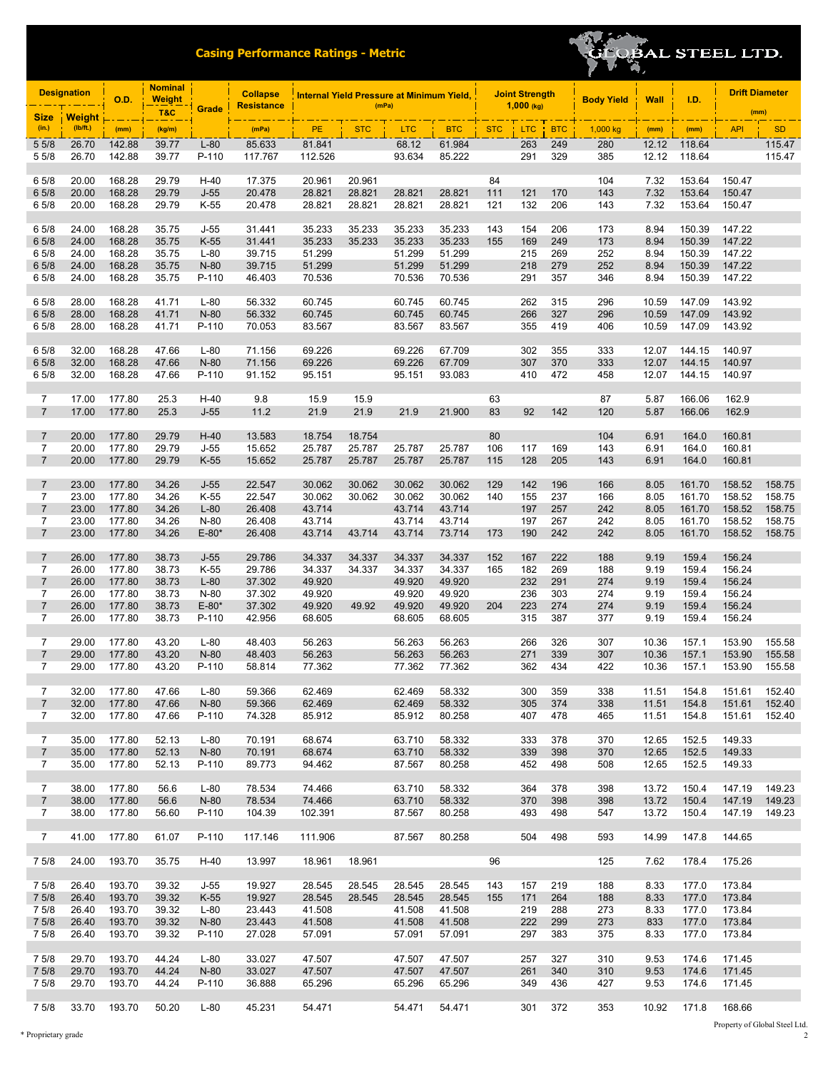# Casing Performance Ratings - Metric

GLOBAL STEEL LTD.

| Designation | | O.D. | Nominal Weight T&C | Grade | Collapse Resistance | Internal Yield Pressure at Minimum Yield, (mPa) | | | | Joint Strength 1,000 (kg) | | | Body Yield | Wall | I.D. | Drift Diameter (mm) | |
|---|---|---|---|---|---|---|---|---|---|---|---|---|---|---|---|---|---|
| Size (in.) | Weight (lb/ft.) | (mm) | (kg/m) | | (mPa) | PE | STC | LTC | BTC | STC | LTC | BTC | 1,000 kg | (mm) | (mm) | API | SD |
| 5 5/8 | 26.70 | 142.88 | 39.77 | L-80 | 85.633 | 81.841 | | 68.12 | 61.984 | | 263 | 249 | 280 | 12.12 | 118.64 | | 115.47 |
| 5 5/8 | 26.70 | 142.88 | 39.77 | P-110 | 117.767 | 112.526 | | 93.634 | 85.222 | | 291 | 329 | 385 | 12.12 | 118.64 | | 115.47 |
| 6 5/8 | 20.00 | 168.28 | 29.79 | H-40 | 17.375 | 20.961 | 20.961 | | | 84 | | | 104 | 7.32 | 153.64 | 150.47 | |
| 6 5/8 | 20.00 | 168.28 | 29.79 | J-55 | 20.478 | 28.821 | 28.821 | 28.821 | 28.821 | 111 | 121 | 170 | 143 | 7.32 | 153.64 | 150.47 | |
| 6 5/8 | 20.00 | 168.28 | 29.79 | K-55 | 20.478 | 28.821 | 28.821 | 28.821 | 28.821 | 121 | 132 | 206 | 143 | 7.32 | 153.64 | 150.47 | |
| 6 5/8 | 24.00 | 168.28 | 35.75 | J-55 | 31.441 | 35.233 | 35.233 | 35.233 | 35.233 | 143 | 154 | 206 | 173 | 8.94 | 150.39 | 147.22 | |
| 6 5/8 | 24.00 | 168.28 | 35.75 | K-55 | 31.441 | 35.233 | 35.233 | 35.233 | 35.233 | 155 | 169 | 249 | 173 | 8.94 | 150.39 | 147.22 | |
| 6 5/8 | 24.00 | 168.28 | 35.75 | L-80 | 39.715 | 51.299 | | 51.299 | 51.299 | | 215 | 269 | 252 | 8.94 | 150.39 | 147.22 | |
| 6 5/8 | 24.00 | 168.28 | 35.75 | N-80 | 39.715 | 51.299 | | 51.299 | 51.299 | | 218 | 279 | 252 | 8.94 | 150.39 | 147.22 | |
| 6 5/8 | 24.00 | 168.28 | 35.75 | P-110 | 46.403 | 70.536 | | 70.536 | 70.536 | | 291 | 357 | 346 | 8.94 | 150.39 | 147.22 | |
| 6 5/8 | 28.00 | 168.28 | 41.71 | L-80 | 56.332 | 60.745 | | 60.745 | 60.745 | | 262 | 315 | 296 | 10.59 | 147.09 | 143.92 | |
| 6 5/8 | 28.00 | 168.28 | 41.71 | N-80 | 56.332 | 60.745 | | 60.745 | 60.745 | | 266 | 327 | 296 | 10.59 | 147.09 | 143.92 | |
| 6 5/8 | 28.00 | 168.28 | 41.71 | P-110 | 70.053 | 83.567 | | 83.567 | 83.567 | | 355 | 419 | 406 | 10.59 | 147.09 | 143.92 | |
| 6 5/8 | 32.00 | 168.28 | 47.66 | L-80 | 71.156 | 69.226 | | 69.226 | 67.709 | | 302 | 355 | 333 | 12.07 | 144.15 | 140.97 | |
| 6 5/8 | 32.00 | 168.28 | 47.66 | N-80 | 71.156 | 69.226 | | 69.226 | 67.709 | | 307 | 370 | 333 | 12.07 | 144.15 | 140.97 | |
| 6 5/8 | 32.00 | 168.28 | 47.66 | P-110 | 91.152 | 95.151 | | 95.151 | 93.083 | | 410 | 472 | 458 | 12.07 | 144.15 | 140.97 | |
| 7 | 17.00 | 177.80 | 25.3 | H-40 | 9.8 | 15.9 | 15.9 | | | 63 | | | 87 | 5.87 | 166.06 | 162.9 | |
| 7 | 17.00 | 177.80 | 25.3 | J-55 | 11.2 | 21.9 | 21.9 | 21.9 | 21.900 | 83 | 92 | 142 | 120 | 5.87 | 166.06 | 162.9 | |
| 7 | 20.00 | 177.80 | 29.79 | H-40 | 13.583 | 18.754 | 18.754 | | | 80 | | | 104 | 6.91 | 164.0 | 160.81 | |
| 7 | 20.00 | 177.80 | 29.79 | J-55 | 15.652 | 25.787 | 25.787 | 25.787 | 25.787 | 106 | 117 | 169 | 143 | 6.91 | 164.0 | 160.81 | |
| 7 | 20.00 | 177.80 | 29.79 | K-55 | 15.652 | 25.787 | 25.787 | 25.787 | 25.787 | 115 | 128 | 205 | 143 | 6.91 | 164.0 | 160.81 | |
| 7 | 23.00 | 177.80 | 34.26 | J-55 | 22.547 | 30.062 | 30.062 | 30.062 | 30.062 | 129 | 142 | 196 | 166 | 8.05 | 161.70 | 158.52 | 158.75 |
| 7 | 23.00 | 177.80 | 34.26 | K-55 | 22.547 | 30.062 | 30.062 | 30.062 | 30.062 | 140 | 155 | 237 | 166 | 8.05 | 161.70 | 158.52 | 158.75 |
| 7 | 23.00 | 177.80 | 34.26 | L-80 | 26.408 | 43.714 | | 43.714 | 43.714 | | 197 | 257 | 242 | 8.05 | 161.70 | 158.52 | 158.75 |
| 7 | 23.00 | 177.80 | 34.26 | N-80 | 26.408 | 43.714 | | 43.714 | 43.714 | | 197 | 267 | 242 | 8.05 | 161.70 | 158.52 | 158.75 |
| 7 | 23.00 | 177.80 | 34.26 | E-80* | 26.408 | 43.714 | 43.714 | 43.714 | 73.714 | 173 | 190 | 242 | 242 | 8.05 | 161.70 | 158.52 | 158.75 |
| 7 | 26.00 | 177.80 | 38.73 | J-55 | 29.786 | 34.337 | 34.337 | 34.337 | 34.337 | 152 | 167 | 222 | 188 | 9.19 | 159.4 | 156.24 | |
| 7 | 26.00 | 177.80 | 38.73 | K-55 | 29.786 | 34.337 | 34.337 | 34.337 | 34.337 | 165 | 182 | 269 | 188 | 9.19 | 159.4 | 156.24 | |
| 7 | 26.00 | 177.80 | 38.73 | L-80 | 37.302 | 49.920 | | 49.920 | 49.920 | | 232 | 291 | 274 | 9.19 | 159.4 | 156.24 | |
| 7 | 26.00 | 177.80 | 38.73 | N-80 | 37.302 | 49.920 | | 49.920 | 49.920 | | 236 | 303 | 274 | 9.19 | 159.4 | 156.24 | |
| 7 | 26.00 | 177.80 | 38.73 | E-80* | 37.302 | 49.920 | 49.92 | 49.920 | 49.920 | 204 | 223 | 274 | 274 | 9.19 | 159.4 | 156.24 | |
| 7 | 26.00 | 177.80 | 38.73 | P-110 | 42.956 | 68.605 | | 68.605 | 68.605 | | 315 | 387 | 377 | 9.19 | 159.4 | 156.24 | |
| 7 | 29.00 | 177.80 | 43.20 | L-80 | 48.403 | 56.263 | | 56.263 | 56.263 | | 266 | 326 | 307 | 10.36 | 157.1 | 153.90 | 155.58 |
| 7 | 29.00 | 177.80 | 43.20 | N-80 | 48.403 | 56.263 | | 56.263 | 56.263 | | 271 | 339 | 307 | 10.36 | 157.1 | 153.90 | 155.58 |
| 7 | 29.00 | 177.80 | 43.20 | P-110 | 58.814 | 77.362 | | 77.362 | 77.362 | | 362 | 434 | 422 | 10.36 | 157.1 | 153.90 | 155.58 |
| 7 | 32.00 | 177.80 | 47.66 | L-80 | 59.366 | 62.469 | | 62.469 | 58.332 | | 300 | 359 | 338 | 11.51 | 154.8 | 151.61 | 152.40 |
| 7 | 32.00 | 177.80 | 47.66 | N-80 | 59.366 | 62.469 | | 62.469 | 58.332 | | 305 | 374 | 338 | 11.51 | 154.8 | 151.61 | 152.40 |
| 7 | 32.00 | 177.80 | 47.66 | P-110 | 74.328 | 85.912 | | 85.912 | 80.258 | | 407 | 478 | 465 | 11.51 | 154.8 | 151.61 | 152.40 |
| 7 | 35.00 | 177.80 | 52.13 | L-80 | 70.191 | 68.674 | | 63.710 | 58.332 | | 333 | 378 | 370 | 12.65 | 152.5 | 149.33 | |
| 7 | 35.00 | 177.80 | 52.13 | N-80 | 70.191 | 68.674 | | 63.710 | 58.332 | | 339 | 398 | 370 | 12.65 | 152.5 | 149.33 | |
| 7 | 35.00 | 177.80 | 52.13 | P-110 | 89.773 | 94.462 | | 87.567 | 80.258 | | 452 | 498 | 508 | 12.65 | 152.5 | 149.33 | |
| 7 | 38.00 | 177.80 | 56.6 | L-80 | 78.534 | 74.466 | | 63.710 | 58.332 | | 364 | 378 | 398 | 13.72 | 150.4 | 147.19 | 149.23 |
| 7 | 38.00 | 177.80 | 56.6 | N-80 | 78.534 | 74.466 | | 63.710 | 58.332 | | 370 | 398 | 398 | 13.72 | 150.4 | 147.19 | 149.23 |
| 7 | 38.00 | 177.80 | 56.60 | P-110 | 104.39 | 102.391 | | 87.567 | 80.258 | | 493 | 498 | 547 | 13.72 | 150.4 | 147.19 | 149.23 |
| 7 | 41.00 | 177.80 | 61.07 | P-110 | 117.146 | 111.906 | | 87.567 | 80.258 | | 504 | 498 | 593 | 14.99 | 147.8 | 144.65 | |
| 7 5/8 | 24.00 | 193.70 | 35.75 | H-40 | 13.997 | 18.961 | 18.961 | | | 96 | | | 125 | 7.62 | 178.4 | 175.26 | |
| 7 5/8 | 26.40 | 193.70 | 39.32 | J-55 | 19.927 | 28.545 | 28.545 | 28.545 | 28.545 | 143 | 157 | 219 | 188 | 8.33 | 177.0 | 173.84 | |
| 7 5/8 | 26.40 | 193.70 | 39.32 | K-55 | 19.927 | 28.545 | 28.545 | 28.545 | 28.545 | 155 | 171 | 264 | 188 | 8.33 | 177.0 | 173.84 | |
| 7 5/8 | 26.40 | 193.70 | 39.32 | L-80 | 23.443 | 41.508 | | 41.508 | 41.508 | | 219 | 288 | 273 | 8.33 | 177.0 | 173.84 | |
| 7 5/8 | 26.40 | 193.70 | 39.32 | N-80 | 23.443 | 41.508 | | 41.508 | 41.508 | | 222 | 299 | 273 | 833 | 177.0 | 173.84 | |
| 7 5/8 | 26.40 | 193.70 | 39.32 | P-110 | 27.028 | 57.091 | | 57.091 | 57.091 | | 297 | 383 | 375 | 8.33 | 177.0 | 173.84 | |
| 7 5/8 | 29.70 | 193.70 | 44.24 | L-80 | 33.027 | 47.507 | | 47.507 | 47.507 | | 257 | 327 | 310 | 9.53 | 174.6 | 171.45 | |
| 7 5/8 | 29.70 | 193.70 | 44.24 | N-80 | 33.027 | 47.507 | | 47.507 | 47.507 | | 261 | 340 | 310 | 9.53 | 174.6 | 171.45 | |
| 7 5/8 | 29.70 | 193.70 | 44.24 | P-110 | 36.888 | 65.296 | | 65.296 | 65.296 | | 349 | 436 | 427 | 9.53 | 174.6 | 171.45 | |
| 7 5/8 | 33.70 | 193.70 | 50.20 | L-80 | 45.231 | 54.471 | | 54.471 | 54.471 | | 301 | 372 | 353 | 10.92 | 171.8 | 168.66 | |

\* Proprietary grade

Property of Global Steel Ltd.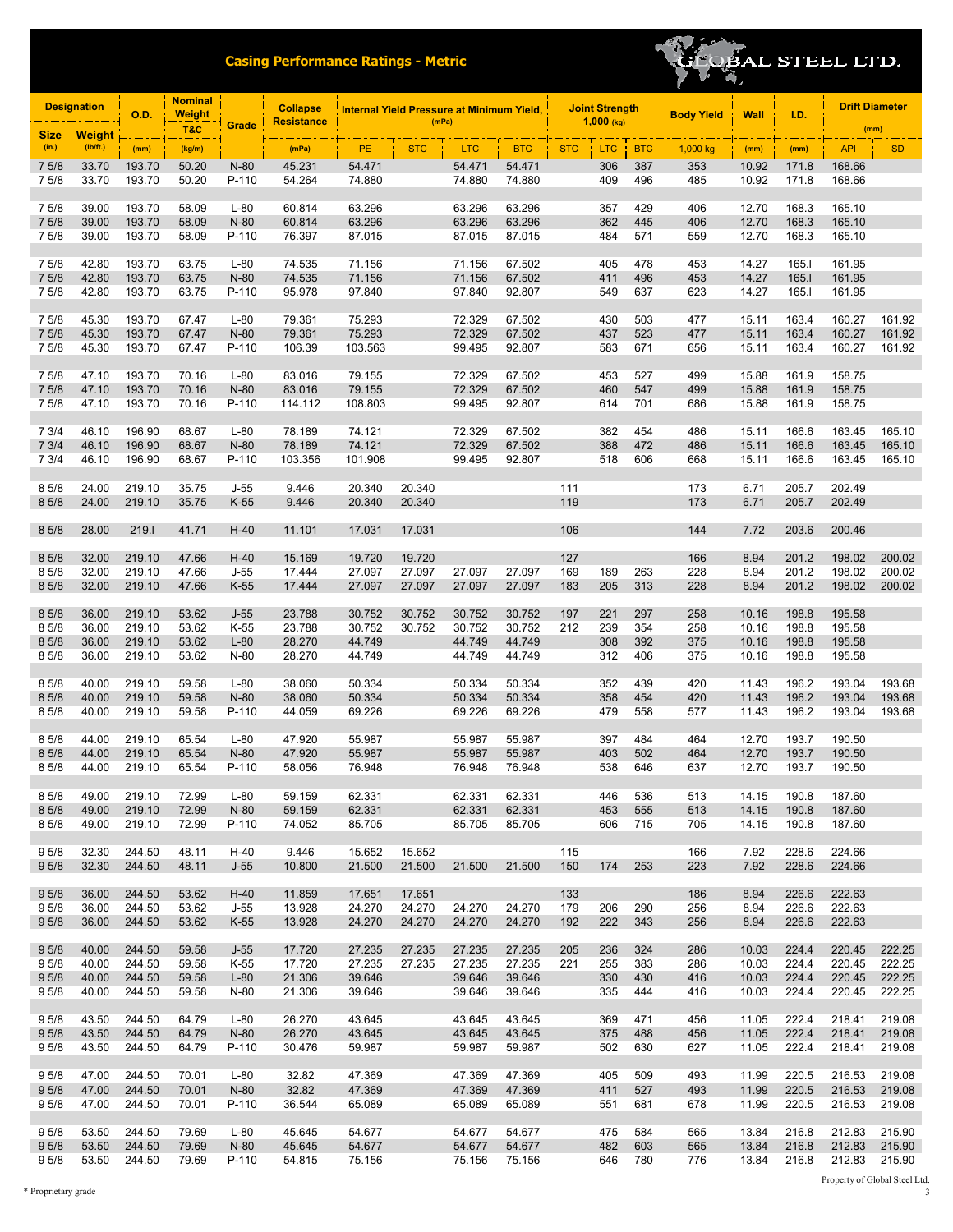# Casing Performance Ratings - Metric

GLOBAL STEEL LTD.

| Designation | | O.D. | Nominal Weight T&C | Grade | Collapse Resistance | Internal Yield Pressure at Minimum Yield, (mPa) | | | | Joint Strength 1,000 (kg) | | | Body Yield | Wall | I.D. | Drift Diameter (mm) | |
|---|---|---|---|---|---|---|---|---|---|---|---|---|---|---|---|---|---|
| Size (in.) | Weight (lb/ft.) | (mm) | (kg/m) | | (mPa) | PE | STC | LTC | BTC | STC | LTC | BTC | 1,000 kg | (mm) | (mm) | API | SD |
| 7 5/8 | 33.70 | 193.70 | 50.20 | N-80 | 45.231 | 54.471 | | 54.471 | 54.471 | | 306 | 387 | 353 | 10.92 | 171.8 | 168.66 | |
| 7 5/8 | 33.70 | 193.70 | 50.20 | P-110 | 54.264 | 74.880 | | 74.880 | 74.880 | | 409 | 496 | 485 | 10.92 | 171.8 | 168.66 | |
| 7 5/8 | 39.00 | 193.70 | 58.09 | L-80 | 60.814 | 63.296 | | 63.296 | 63.296 | | 357 | 429 | 406 | 12.70 | 168.3 | 165.10 | |
| 7 5/8 | 39.00 | 193.70 | 58.09 | N-80 | 60.814 | 63.296 | | 63.296 | 63.296 | | 362 | 445 | 406 | 12.70 | 168.3 | 165.10 | |
| 7 5/8 | 39.00 | 193.70 | 58.09 | P-110 | 76.397 | 87.015 | | 87.015 | 87.015 | | 484 | 571 | 559 | 12.70 | 168.3 | 165.10 | |
| 7 5/8 | 42.80 | 193.70 | 63.75 | L-80 | 74.535 | 71.156 | | 71.156 | 67.502 | | 405 | 478 | 453 | 14.27 | 165.l | 161.95 | |
| 7 5/8 | 42.80 | 193.70 | 63.75 | N-80 | 74.535 | 71.156 | | 71.156 | 67.502 | | 411 | 496 | 453 | 14.27 | 165.l | 161.95 | |
| 7 5/8 | 42.80 | 193.70 | 63.75 | P-110 | 95.978 | 97.840 | | 97.840 | 92.807 | | 549 | 637 | 623 | 14.27 | 165.l | 161.95 | |
| 7 5/8 | 45.30 | 193.70 | 67.47 | L-80 | 79.361 | 75.293 | | 72.329 | 67.502 | | 430 | 503 | 477 | 15.11 | 163.4 | 160.27 | 161.92 |
| 7 5/8 | 45.30 | 193.70 | 67.47 | N-80 | 79.361 | 75.293 | | 72.329 | 67.502 | | 437 | 523 | 477 | 15.11 | 163.4 | 160.27 | 161.92 |
| 7 5/8 | 45.30 | 193.70 | 67.47 | P-110 | 106.39 | 103.563 | | 99.495 | 92.807 | | 583 | 671 | 656 | 15.11 | 163.4 | 160.27 | 161.92 |
| 7 5/8 | 47.10 | 193.70 | 70.16 | L-80 | 83.016 | 79.155 | | 72.329 | 67.502 | | 453 | 527 | 499 | 15.88 | 161.9 | 158.75 | |
| 7 5/8 | 47.10 | 193.70 | 70.16 | N-80 | 83.016 | 79.155 | | 72.329 | 67.502 | | 460 | 547 | 499 | 15.88 | 161.9 | 158.75 | |
| 7 5/8 | 47.10 | 193.70 | 70.16 | P-110 | 114.112 | 108.803 | | 99.495 | 92.807 | | 614 | 701 | 686 | 15.88 | 161.9 | 158.75 | |
| 7 3/4 | 46.10 | 196.90 | 68.67 | L-80 | 78.189 | 74.121 | | 72.329 | 67.502 | | 382 | 454 | 486 | 15.11 | 166.6 | 163.45 | 165.10 |
| 7 3/4 | 46.10 | 196.90 | 68.67 | N-80 | 78.189 | 74.121 | | 72.329 | 67.502 | | 388 | 472 | 486 | 15.11 | 166.6 | 163.45 | 165.10 |
| 7 3/4 | 46.10 | 196.90 | 68.67 | P-110 | 103.356 | 101.908 | | 99.495 | 92.807 | | 518 | 606 | 668 | 15.11 | 166.6 | 163.45 | 165.10 |
| 8 5/8 | 24.00 | 219.10 | 35.75 | J-55 | 9.446 | 20.340 | 20.340 | | | 111 | | | 173 | 6.71 | 205.7 | 202.49 | |
| 8 5/8 | 24.00 | 219.10 | 35.75 | K-55 | 9.446 | 20.340 | 20.340 | | | 119 | | | 173 | 6.71 | 205.7 | 202.49 | |
| 8 5/8 | 28.00 | 219.l | 41.71 | H-40 | 11.101 | 17.031 | 17.031 | | | 106 | | | 144 | 7.72 | 203.6 | 200.46 | |
| 8 5/8 | 32.00 | 219.10 | 47.66 | H-40 | 15.169 | 19.720 | 19.720 | | | 127 | | | 166 | 8.94 | 201.2 | 198.02 | 200.02 |
| 8 5/8 | 32.00 | 219.10 | 47.66 | J-55 | 17.444 | 27.097 | 27.097 | 27.097 | 27.097 | 169 | 189 | 263 | 228 | 8.94 | 201.2 | 198.02 | 200.02 |
| 8 5/8 | 32.00 | 219.10 | 47.66 | K-55 | 17.444 | 27.097 | 27.097 | 27.097 | 27.097 | 183 | 205 | 313 | 228 | 8.94 | 201.2 | 198.02 | 200.02 |
| 8 5/8 | 36.00 | 219.10 | 53.62 | J-55 | 23.788 | 30.752 | 30.752 | 30.752 | 30.752 | 197 | 221 | 297 | 258 | 10.16 | 198.8 | 195.58 | |
| 8 5/8 | 36.00 | 219.10 | 53.62 | K-55 | 23.788 | 30.752 | 30.752 | 30.752 | 30.752 | 212 | 239 | 354 | 258 | 10.16 | 198.8 | 195.58 | |
| 8 5/8 | 36.00 | 219.10 | 53.62 | L-80 | 28.270 | 44.749 | | 44.749 | 44.749 | | 308 | 392 | 375 | 10.16 | 198.8 | 195.58 | |
| 8 5/8 | 36.00 | 219.10 | 53.62 | N-80 | 28.270 | 44.749 | | 44.749 | 44.749 | | 312 | 406 | 375 | 10.16 | 198.8 | 195.58 | |
| 8 5/8 | 40.00 | 219.10 | 59.58 | L-80 | 38.060 | 50.334 | | 50.334 | 50.334 | | 352 | 439 | 420 | 11.43 | 196.2 | 193.04 | 193.68 |
| 8 5/8 | 40.00 | 219.10 | 59.58 | N-80 | 38.060 | 50.334 | | 50.334 | 50.334 | | 358 | 454 | 420 | 11.43 | 196.2 | 193.04 | 193.68 |
| 8 5/8 | 40.00 | 219.10 | 59.58 | P-110 | 44.059 | 69.226 | | 69.226 | 69.226 | | 479 | 558 | 577 | 11.43 | 196.2 | 193.04 | 193.68 |
| 8 5/8 | 44.00 | 219.10 | 65.54 | L-80 | 47.920 | 55.987 | | 55.987 | 55.987 | | 397 | 484 | 464 | 12.70 | 193.7 | 190.50 | |
| 8 5/8 | 44.00 | 219.10 | 65.54 | N-80 | 47.920 | 55.987 | | 55.987 | 55.987 | | 403 | 502 | 464 | 12.70 | 193.7 | 190.50 | |
| 8 5/8 | 44.00 | 219.10 | 65.54 | P-110 | 58.056 | 76.948 | | 76.948 | 76.948 | | 538 | 646 | 637 | 12.70 | 193.7 | 190.50 | |
| 8 5/8 | 49.00 | 219.10 | 72.99 | L-80 | 59.159 | 62.331 | | 62.331 | 62.331 | | 446 | 536 | 513 | 14.15 | 190.8 | 187.60 | |
| 8 5/8 | 49.00 | 219.10 | 72.99 | N-80 | 59.159 | 62.331 | | 62.331 | 62.331 | | 453 | 555 | 513 | 14.15 | 190.8 | 187.60 | |
| 8 5/8 | 49.00 | 219.10 | 72.99 | P-110 | 74.052 | 85.705 | | 85.705 | 85.705 | | 606 | 715 | 705 | 14.15 | 190.8 | 187.60 | |
| 9 5/8 | 32.30 | 244.50 | 48.11 | H-40 | 9.446 | 15.652 | 15.652 | | | 115 | | | 166 | 7.92 | 228.6 | 224.66 | |
| 9 5/8 | 32.30 | 244.50 | 48.11 | J-55 | 10.800 | 21.500 | 21.500 | 21.500 | 21.500 | 150 | 174 | 253 | 223 | 7.92 | 228.6 | 224.66 | |
| 9 5/8 | 36.00 | 244.50 | 53.62 | H-40 | 11.859 | 17.651 | 17.651 | | | 133 | | | 186 | 8.94 | 226.6 | 222.63 | |
| 9 5/8 | 36.00 | 244.50 | 53.62 | J-55 | 13.928 | 24.270 | 24.270 | 24.270 | 24.270 | 179 | 206 | 290 | 256 | 8.94 | 226.6 | 222.63 | |
| 9 5/8 | 36.00 | 244.50 | 53.62 | K-55 | 13.928 | 24.270 | 24.270 | 24.270 | 24.270 | 192 | 222 | 343 | 256 | 8.94 | 226.6 | 222.63 | |
| 9 5/8 | 40.00 | 244.50 | 59.58 | J-55 | 17.720 | 27.235 | 27.235 | 27.235 | 27.235 | 205 | 236 | 324 | 286 | 10.03 | 224.4 | 220.45 | 222.25 |
| 9 5/8 | 40.00 | 244.50 | 59.58 | K-55 | 17.720 | 27.235 | 27.235 | 27.235 | 27.235 | 221 | 255 | 383 | 286 | 10.03 | 224.4 | 220.45 | 222.25 |
| 9 5/8 | 40.00 | 244.50 | 59.58 | L-80 | 21.306 | 39.646 | | 39.646 | 39.646 | | 330 | 430 | 416 | 10.03 | 224.4 | 220.45 | 222.25 |
| 9 5/8 | 40.00 | 244.50 | 59.58 | N-80 | 21.306 | 39.646 | | 39.646 | 39.646 | | 335 | 444 | 416 | 10.03 | 224.4 | 220.45 | 222.25 |
| 9 5/8 | 43.50 | 244.50 | 64.79 | L-80 | 26.270 | 43.645 | | 43.645 | 43.645 | | 369 | 471 | 456 | 11.05 | 222.4 | 218.41 | 219.08 |
| 9 5/8 | 43.50 | 244.50 | 64.79 | N-80 | 26.270 | 43.645 | | 43.645 | 43.645 | | 375 | 488 | 456 | 11.05 | 222.4 | 218.41 | 219.08 |
| 9 5/8 | 43.50 | 244.50 | 64.79 | P-110 | 30.476 | 59.987 | | 59.987 | 59.987 | | 502 | 630 | 627 | 11.05 | 222.4 | 218.41 | 219.08 |
| 9 5/8 | 47.00 | 244.50 | 70.01 | L-80 | 32.82 | 47.369 | | 47.369 | 47.369 | | 405 | 509 | 493 | 11.99 | 220.5 | 216.53 | 219.08 |
| 9 5/8 | 47.00 | 244.50 | 70.01 | N-80 | 32.82 | 47.369 | | 47.369 | 47.369 | | 411 | 527 | 493 | 11.99 | 220.5 | 216.53 | 219.08 |
| 9 5/8 | 47.00 | 244.50 | 70.01 | P-110 | 36.544 | 65.089 | | 65.089 | 65.089 | | 551 | 681 | 678 | 11.99 | 220.5 | 216.53 | 219.08 |
| 9 5/8 | 53.50 | 244.50 | 79.69 | L-80 | 45.645 | 54.677 | | 54.677 | 54.677 | | 475 | 584 | 565 | 13.84 | 216.8 | 212.83 | 215.90 |
| 9 5/8 | 53.50 | 244.50 | 79.69 | N-80 | 45.645 | 54.677 | | 54.677 | 54.677 | | 482 | 603 | 565 | 13.84 | 216.8 | 212.83 | 215.90 |
| 9 5/8 | 53.50 | 244.50 | 79.69 | P-110 | 54.815 | 75.156 | | 75.156 | 75.156 | | 646 | 780 | 776 | 13.84 | 216.8 | 212.83 | 215.90 |

* Proprietary grade

Property of Global Steel Ltd.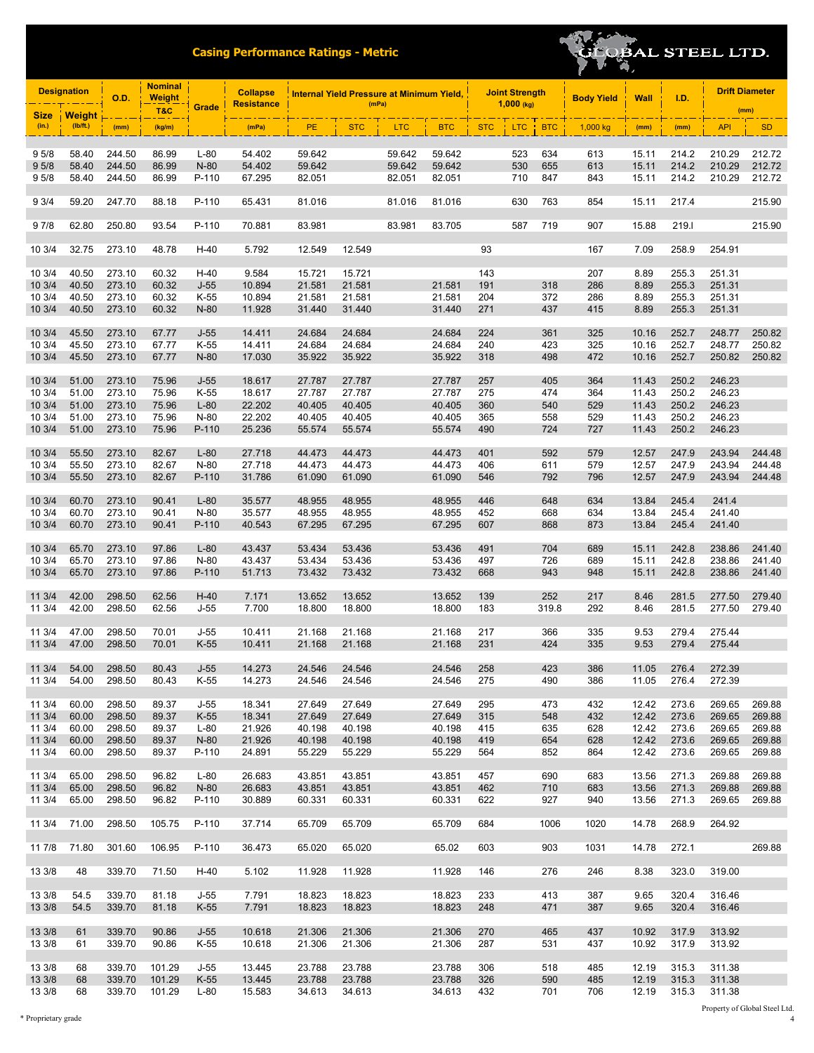# Casing Performance Ratings - Metric

GLOBAL STEEL LTD.

| Designation | | O.D. | Nominal Weight T&C | Grade | Collapse Resistance | Internal Yield Pressure at Minimum Yield (mPa) | | | | Joint Strength 1,000 (kg) | | | Body Yield | Wall | I.D. | Drift Diameter (mm) | |
|---|---|---|---|---|---|---|---|---|---|---|---|---|---|---|---|---|---|
| Size (in.) | Weight (lb/ft.) | (mm) | (kg/m) | | (mPa) | PE | STC | LTC | BTC | STC | LTC | BTC | 1,000 kg | (mm) | (mm) | API | SD |
| 9 5/8 | 58.40 | 244.50 | 86.99 | L-80 | 54.402 | 59.642 | | 59.642 | 59.642 | | 523 | 634 | 613 | 15.11 | 214.2 | 210.29 | 212.72 |
| 9 5/8 | 58.40 | 244.50 | 86.99 | N-80 | 54.402 | 59.642 | | 59.642 | 59.642 | | 530 | 655 | 613 | 15.11 | 214.2 | 210.29 | 212.72 |
| 9 5/8 | 58.40 | 244.50 | 86.99 | P-110 | 67.295 | 82.051 | | 82.051 | 82.051 | | 710 | 847 | 843 | 15.11 | 214.2 | 210.29 | 212.72 |
| 9 3/4 | 59.20 | 247.70 | 88.18 | P-110 | 65.431 | 81.016 | | 81.016 | 81.016 | | 630 | 763 | 854 | 15.11 | 217.4 | | 215.90 |
| 9 7/8 | 62.80 | 250.80 | 93.54 | P-110 | 70.881 | 83.981 | | 83.981 | 83.705 | | 587 | 719 | 907 | 15.88 | 219.l | | 215.90 |
| 10 3/4 | 32.75 | 273.10 | 48.78 | H-40 | 5.792 | 12.549 | 12.549 | | | 93 | | | 167 | 7.09 | 258.9 | 254.91 | |
| 10 3/4 | 40.50 | 273.10 | 60.32 | H-40 | 9.584 | 15.721 | 15.721 | | | 143 | | | 207 | 8.89 | 255.3 | 251.31 | |
| 10 3/4 | 40.50 | 273.10 | 60.32 | J-55 | 10.894 | 21.581 | 21.581 | | 21.581 | 191 | | 318 | 286 | 8.89 | 255.3 | 251.31 | |
| 10 3/4 | 40.50 | 273.10 | 60.32 | K-55 | 10.894 | 21.581 | 21.581 | | 21.581 | 204 | | 372 | 286 | 8.89 | 255.3 | 251.31 | |
| 10 3/4 | 40.50 | 273.10 | 60.32 | N-80 | 11.928 | 31.440 | 31.440 | | 31.440 | 271 | | 437 | 415 | 8.89 | 255.3 | 251.31 | |
| 10 3/4 | 45.50 | 273.10 | 67.77 | J-55 | 14.411 | 24.684 | 24.684 | | 24.684 | 224 | | 361 | 325 | 10.16 | 252.7 | 248.77 | 250.82 |
| 10 3/4 | 45.50 | 273.10 | 67.77 | K-55 | 14.411 | 24.684 | 24.684 | | 24.684 | 240 | | 423 | 325 | 10.16 | 252.7 | 248.77 | 250.82 |
| 10 3/4 | 45.50 | 273.10 | 67.77 | N-80 | 17.030 | 35.922 | 35.922 | | 35.922 | 318 | | 498 | 472 | 10.16 | 252.7 | 250.82 | 250.82 |
| 10 3/4 | 51.00 | 273.10 | 75.96 | J-55 | 18.617 | 27.787 | 27.787 | | 27.787 | 257 | | 405 | 364 | 11.43 | 250.2 | 246.23 | |
| 10 3/4 | 51.00 | 273.10 | 75.96 | K-55 | 18.617 | 27.787 | 27.787 | | 27.787 | 275 | | 474 | 364 | 11.43 | 250.2 | 246.23 | |
| 10 3/4 | 51.00 | 273.10 | 75.96 | L-80 | 22.202 | 40.405 | 40.405 | | 40.405 | 360 | | 540 | 529 | 11.43 | 250.2 | 246.23 | |
| 10 3/4 | 51.00 | 273.10 | 75.96 | N-80 | 22.202 | 40.405 | 40.405 | | 40.405 | 365 | | 558 | 529 | 11.43 | 250.2 | 246.23 | |
| 10 3/4 | 51.00 | 273.10 | 75.96 | P-110 | 25.236 | 55.574 | 55.574 | | 55.574 | 490 | | 724 | 727 | 11.43 | 250.2 | 246.23 | |
| 10 3/4 | 55.50 | 273.10 | 82.67 | L-80 | 27.718 | 44.473 | 44.473 | | 44.473 | 401 | | 592 | 579 | 12.57 | 247.9 | 243.94 | 244.48 |
| 10 3/4 | 55.50 | 273.10 | 82.67 | N-80 | 27.718 | 44.473 | 44.473 | | 44.473 | 406 | | 611 | 579 | 12.57 | 247.9 | 243.94 | 244.48 |
| 10 3/4 | 55.50 | 273.10 | 82.67 | P-110 | 31.786 | 61.090 | 61.090 | | 61.090 | 546 | | 792 | 796 | 12.57 | 247.9 | 243.94 | 244.48 |
| 10 3/4 | 60.70 | 273.10 | 90.41 | L-80 | 35.577 | 48.955 | 48.955 | | 48.955 | 446 | | 648 | 634 | 13.84 | 245.4 | 241.4 | |
| 10 3/4 | 60.70 | 273.10 | 90.41 | N-80 | 35.577 | 48.955 | 48.955 | | 48.955 | 452 | | 668 | 634 | 13.84 | 245.4 | 241.40 | |
| 10 3/4 | 60.70 | 273.10 | 90.41 | P-110 | 40.543 | 67.295 | 67.295 | | 67.295 | 607 | | 868 | 873 | 13.84 | 245.4 | 241.40 | |
| 10 3/4 | 65.70 | 273.10 | 97.86 | L-80 | 43.437 | 53.434 | 53.436 | | 53.436 | 491 | | 704 | 689 | 15.11 | 242.8 | 238.86 | 241.40 |
| 10 3/4 | 65.70 | 273.10 | 97.86 | N-80 | 43.437 | 53.434 | 53.436 | | 53.436 | 497 | | 726 | 689 | 15.11 | 242.8 | 238.86 | 241.40 |
| 10 3/4 | 65.70 | 273.10 | 97.86 | P-110 | 51.713 | 73.432 | 73.432 | | 73.432 | 668 | | 943 | 948 | 15.11 | 242.8 | 238.86 | 241.40 |
| 11 3/4 | 42.00 | 298.50 | 62.56 | H-40 | 7.171 | 13.652 | 13.652 | | 13.652 | 139 | | 252 | 217 | 8.46 | 281.5 | 277.50 | 279.40 |
| 11 3/4 | 42.00 | 298.50 | 62.56 | J-55 | 7.700 | 18.800 | 18.800 | | 18.800 | 183 | | 319.8 | 292 | 8.46 | 281.5 | 277.50 | 279.40 |
| 11 3/4 | 47.00 | 298.50 | 70.01 | J-55 | 10.411 | 21.168 | 21.168 | | 21.168 | 217 | | 366 | 335 | 9.53 | 279.4 | 275.44 | |
| 11 3/4 | 47.00 | 298.50 | 70.01 | K-55 | 10.411 | 21.168 | 21.168 | | 21.168 | 231 | | 424 | 335 | 9.53 | 279.4 | 275.44 | |
| 11 3/4 | 54.00 | 298.50 | 80.43 | J-55 | 14.273 | 24.546 | 24.546 | | 24.546 | 258 | | 423 | 386 | 11.05 | 276.4 | 272.39 | |
| 11 3/4 | 54.00 | 298.50 | 80.43 | K-55 | 14.273 | 24.546 | 24.546 | | 24.546 | 275 | | 490 | 386 | 11.05 | 276.4 | 272.39 | |
| 11 3/4 | 60.00 | 298.50 | 89.37 | J-55 | 18.341 | 27.649 | 27.649 | | 27.649 | 295 | | 473 | 432 | 12.42 | 273.6 | 269.65 | 269.88 |
| 11 3/4 | 60.00 | 298.50 | 89.37 | K-55 | 18.341 | 27.649 | 27.649 | | 27.649 | 315 | | 548 | 432 | 12.42 | 273.6 | 269.65 | 269.88 |
| 11 3/4 | 60.00 | 298.50 | 89.37 | L-80 | 21.926 | 40.198 | 40.198 | | 40.198 | 415 | | 635 | 628 | 12.42 | 273.6 | 269.65 | 269.88 |
| 11 3/4 | 60.00 | 298.50 | 89.37 | N-80 | 21.926 | 40.198 | 40.198 | | 40.198 | 419 | | 654 | 628 | 12.42 | 273.6 | 269.65 | 269.88 |
| 11 3/4 | 60.00 | 298.50 | 89.37 | P-110 | 24.891 | 55.229 | 55.229 | | 55.229 | 564 | | 852 | 864 | 12.42 | 273.6 | 269.65 | 269.88 |
| 11 3/4 | 65.00 | 298.50 | 96.82 | L-80 | 26.683 | 43.851 | 43.851 | | 43.851 | 457 | | 690 | 683 | 13.56 | 271.3 | 269.88 | 269.88 |
| 11 3/4 | 65.00 | 298.50 | 96.82 | N-80 | 26.683 | 43.851 | 43.851 | | 43.851 | 462 | | 710 | 683 | 13.56 | 271.3 | 269.88 | 269.88 |
| 11 3/4 | 65.00 | 298.50 | 96.82 | P-110 | 30.889 | 60.331 | 60.331 | | 60.331 | 622 | | 927 | 940 | 13.56 | 271.3 | 269.65 | 269.88 |
| 11 3/4 | 71.00 | 298.50 | 105.75 | P-110 | 37.714 | 65.709 | 65.709 | | 65.709 | 684 | | 1006 | 1020 | 14.78 | 268.9 | 264.92 | |
| 11 7/8 | 71.80 | 301.60 | 106.95 | P-110 | 36.473 | 65.020 | 65.020 | | 65.02 | 603 | | 903 | 1031 | 14.78 | 272.1 | | 269.88 |
| 13 3/8 | 48 | 339.70 | 71.50 | H-40 | 5.102 | 11.928 | 11.928 | | 11.928 | 146 | | 276 | 246 | 8.38 | 323.0 | 319.00 | |
| 13 3/8 | 54.5 | 339.70 | 81.18 | J-55 | 7.791 | 18.823 | 18.823 | | 18.823 | 233 | | 413 | 387 | 9.65 | 320.4 | 316.46 | |
| 13 3/8 | 54.5 | 339.70 | 81.18 | K-55 | 7.791 | 18.823 | 18.823 | | 18.823 | 248 | | 471 | 387 | 9.65 | 320.4 | 316.46 | |
| 13 3/8 | 61 | 339.70 | 90.86 | J-55 | 10.618 | 21.306 | 21.306 | | 21.306 | 270 | | 465 | 437 | 10.92 | 317.9 | 313.92 | |
| 13 3/8 | 61 | 339.70 | 90.86 | K-55 | 10.618 | 21.306 | 21.306 | | 21.306 | 287 | | 531 | 437 | 10.92 | 317.9 | 313.92 | |
| 13 3/8 | 68 | 339.70 | 101.29 | J-55 | 13.445 | 23.788 | 23.788 | | 23.788 | 306 | | 518 | 485 | 12.19 | 315.3 | 311.38 | |
| 13 3/8 | 68 | 339.70 | 101.29 | K-55 | 13.445 | 23.788 | 23.788 | | 23.788 | 326 | | 590 | 485 | 12.19 | 315.3 | 311.38 | |
| 13 3/8 | 68 | 339.70 | 101.29 | L-80 | 15.583 | 34.613 | 34.613 | | 34.613 | 432 | | 701 | 706 | 12.19 | 315.3 | 311.38 | |

* Proprietary grade

Property of Global Steel Ltd.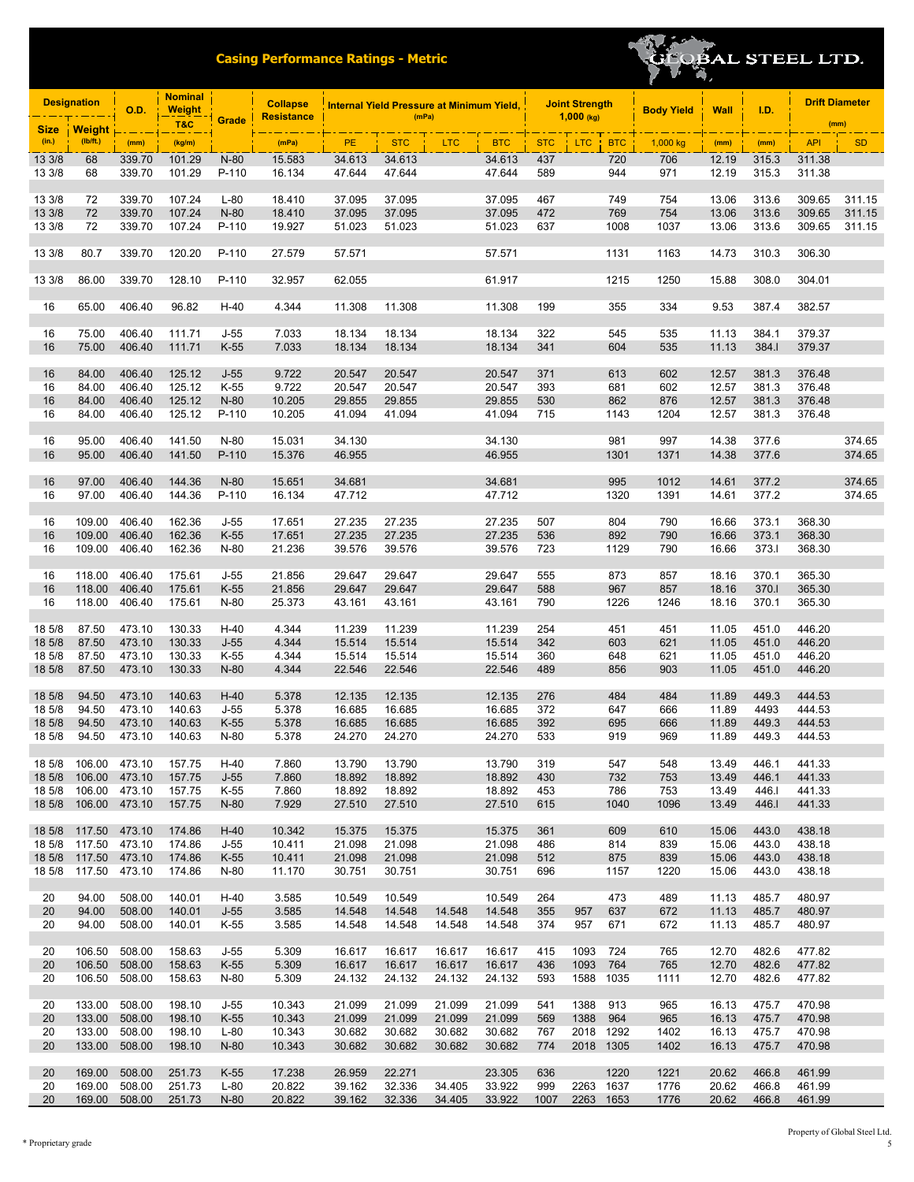# Casing Performance Ratings - Metric

GLOBAL STEEL LTD.

| Designation | | O.D. | Nominal Weight T&C | Grade | Collapse Resistance | Internal Yield Pressure at Minimum Yield, (mPa) | | | | Joint Strength 1,000 (kg) | | | Body Yield | Wall | I.D. | Drift Diameter (mm) | |
|---|---|---|---|---|---|---|---|---|---|---|---|---|---|---|---|---|---|
| Size (in.) | Weight (lb/ft.) | (mm) | (kg/m) | | (mPa) | PE | STC | LTC | BTC | STC | LTC | BTC | 1,000 kg | (mm) | (mm) | API | SD |
| 13 3/8 | 68 | 339.70 | 101.29 | N-80 | 15.583 | 34.613 | 34.613 | | 34.613 | 437 | | 720 | 706 | 12.19 | 315.3 | 311.38 | |
| 13 3/8 | 68 | 339.70 | 101.29 | P-110 | 16.134 | 47.644 | 47.644 | | 47.644 | 589 | | 944 | 971 | 12.19 | 315.3 | 311.38 | |
| 13 3/8 | 72 | 339.70 | 107.24 | L-80 | 18.410 | 37.095 | 37.095 | | 37.095 | 467 | | 749 | 754 | 13.06 | 313.6 | 309.65 | 311.15 |
| 13 3/8 | 72 | 339.70 | 107.24 | N-80 | 18.410 | 37.095 | 37.095 | | 37.095 | 472 | | 769 | 754 | 13.06 | 313.6 | 309.65 | 311.15 |
| 13 3/8 | 72 | 339.70 | 107.24 | P-110 | 19.927 | 51.023 | 51.023 | | 51.023 | 637 | | 1008 | 1037 | 13.06 | 313.6 | 309.65 | 311.15 |
| 13 3/8 | 80.7 | 339.70 | 120.20 | P-110 | 27.579 | 57.571 | | | 57.571 | | | 1131 | 1163 | 14.73 | 310.3 | 306.30 | |
| 13 3/8 | 86.00 | 339.70 | 128.10 | P-110 | 32.957 | 62.055 | | | 61.917 | | | 1215 | 1250 | 15.88 | 308.0 | 304.01 | |
| 16 | 65.00 | 406.40 | 96.82 | H-40 | 4.344 | 11.308 | 11.308 | | 11.308 | 199 | | 355 | 334 | 9.53 | 387.4 | 382.57 | |
| 16 | 75.00 | 406.40 | 111.71 | J-55 | 7.033 | 18.134 | 18.134 | | 18.134 | 322 | | 545 | 535 | 11.13 | 384.1 | 379.37 | |
| 16 | 75.00 | 406.40 | 111.71 | K-55 | 7.033 | 18.134 | 18.134 | | 18.134 | 341 | | 604 | 535 | 11.13 | 384.l | 379.37 | |
| 16 | 84.00 | 406.40 | 125.12 | J-55 | 9.722 | 20.547 | 20.547 | | 20.547 | 371 | | 613 | 602 | 12.57 | 381.3 | 376.48 | |
| 16 | 84.00 | 406.40 | 125.12 | K-55 | 9.722 | 20.547 | 20.547 | | 20.547 | 393 | | 681 | 602 | 12.57 | 381.3 | 376.48 | |
| 16 | 84.00 | 406.40 | 125.12 | N-80 | 10.205 | 29.855 | 29.855 | | 29.855 | 530 | | 862 | 876 | 12.57 | 381.3 | 376.48 | |
| 16 | 84.00 | 406.40 | 125.12 | P-110 | 10.205 | 41.094 | 41.094 | | 41.094 | 715 | | 1143 | 1204 | 12.57 | 381.3 | 376.48 | |
| 16 | 95.00 | 406.40 | 141.50 | N-80 | 15.031 | 34.130 | | | 34.130 | | | 981 | 997 | 14.38 | 377.6 | | 374.65 |
| 16 | 95.00 | 406.40 | 141.50 | P-110 | 15.376 | 46.955 | | | 46.955 | | | 1301 | 1371 | 14.38 | 377.6 | | 374.65 |
| 16 | 97.00 | 406.40 | 144.36 | N-80 | 15.651 | 34.681 | | | 34.681 | | | 995 | 1012 | 14.61 | 377.2 | | 374.65 |
| 16 | 97.00 | 406.40 | 144.36 | P-110 | 16.134 | 47.712 | | | 47.712 | | | 1320 | 1391 | 14.61 | 377.2 | | 374.65 |
| 16 | 109.00 | 406.40 | 162.36 | J-55 | 17.651 | 27.235 | 27.235 | | 27.235 | 507 | | 804 | 790 | 16.66 | 373.1 | 368.30 | |
| 16 | 109.00 | 406.40 | 162.36 | K-55 | 17.651 | 27.235 | 27.235 | | 27.235 | 536 | | 892 | 790 | 16.66 | 373.1 | 368.30 | |
| 16 | 109.00 | 406.40 | 162.36 | N-80 | 21.236 | 39.576 | 39.576 | | 39.576 | 723 | | 1129 | 790 | 16.66 | 373.l | 368.30 | |
| 16 | 118.00 | 406.40 | 175.61 | J-55 | 21.856 | 29.647 | 29.647 | | 29.647 | 555 | | 873 | 857 | 18.16 | 370.1 | 365.30 | |
| 16 | 118.00 | 406.40 | 175.61 | K-55 | 21.856 | 29.647 | 29.647 | | 29.647 | 588 | | 967 | 857 | 18.16 | 370.l | 365.30 | |
| 16 | 118.00 | 406.40 | 175.61 | N-80 | 25.373 | 43.161 | 43.161 | | 43.161 | 790 | | 1226 | 1246 | 18.16 | 370.1 | 365.30 | |
| 18 5/8 | 87.50 | 473.10 | 130.33 | H-40 | 4.344 | 11.239 | 11.239 | | 11.239 | 254 | | 451 | 451 | 11.05 | 451.0 | 446.20 | |
| 18 5/8 | 87.50 | 473.10 | 130.33 | J-55 | 4.344 | 15.514 | 15.514 | | 15.514 | 342 | | 603 | 621 | 11.05 | 451.0 | 446.20 | |
| 18 5/8 | 87.50 | 473.10 | 130.33 | K-55 | 4.344 | 15.514 | 15.514 | | 15.514 | 360 | | 648 | 621 | 11.05 | 451.0 | 446.20 | |
| 18 5/8 | 87.50 | 473.10 | 130.33 | N-80 | 4.344 | 22.546 | 22.546 | | 22.546 | 489 | | 856 | 903 | 11.05 | 451.0 | 446.20 | |
| 18 5/8 | 94.50 | 473.10 | 140.63 | H-40 | 5.378 | 12.135 | 12.135 | | 12.135 | 276 | | 484 | 484 | 11.89 | 449.3 | 444.53 | |
| 18 5/8 | 94.50 | 473.10 | 140.63 | J-55 | 5.378 | 16.685 | 16.685 | | 16.685 | 372 | | 647 | 666 | 11.89 | 4493 | 444.53 | |
| 18 5/8 | 94.50 | 473.10 | 140.63 | K-55 | 5.378 | 16.685 | 16.685 | | 16.685 | 392 | | 695 | 666 | 11.89 | 449.3 | 444.53 | |
| 18 5/8 | 94.50 | 473.10 | 140.63 | N-80 | 5.378 | 24.270 | 24.270 | | 24.270 | 533 | | 919 | 969 | 11.89 | 449.3 | 444.53 | |
| 18 5/8 | 106.00 | 473.10 | 157.75 | H-40 | 7.860 | 13.790 | 13.790 | | 13.790 | 319 | | 547 | 548 | 13.49 | 446.1 | 441.33 | |
| 18 5/8 | 106.00 | 473.10 | 157.75 | J-55 | 7.860 | 18.892 | 18.892 | | 18.892 | 430 | | 732 | 753 | 13.49 | 446.1 | 441.33 | |
| 18 5/8 | 106.00 | 473.10 | 157.75 | K-55 | 7.860 | 18.892 | 18.892 | | 18.892 | 453 | | 786 | 753 | 13.49 | 446.l | 441.33 | |
| 18 5/8 | 106.00 | 473.10 | 157.75 | N-80 | 7.929 | 27.510 | 27.510 | | 27.510 | 615 | | 1040 | 1096 | 13.49 | 446.l | 441.33 | |
| 18 5/8 | 117.50 | 473.10 | 174.86 | H-40 | 10.342 | 15.375 | 15.375 | | 15.375 | 361 | | 609 | 610 | 15.06 | 443.0 | 438.18 | |
| 18 5/8 | 117.50 | 473.10 | 174.86 | J-55 | 10.411 | 21.098 | 21.098 | | 21.098 | 486 | | 814 | 839 | 15.06 | 443.0 | 438.18 | |
| 18 5/8 | 117.50 | 473.10 | 174.86 | K-55 | 10.411 | 21.098 | 21.098 | | 21.098 | 512 | | 875 | 839 | 15.06 | 443.0 | 438.18 | |
| 18 5/8 | 117.50 | 473.10 | 174.86 | N-80 | 11.170 | 30.751 | 30.751 | | 30.751 | 696 | | 1157 | 1220 | 15.06 | 443.0 | 438.18 | |
| 20 | 94.00 | 508.00 | 140.01 | H-40 | 3.585 | 10.549 | 10.549 | | 10.549 | 264 | | 473 | 489 | 11.13 | 485.7 | 480.97 | |
| 20 | 94.00 | 508.00 | 140.01 | J-55 | 3.585 | 14.548 | 14.548 | 14.548 | 14.548 | 355 | 957 | 637 | 672 | 11.13 | 485.7 | 480.97 | |
| 20 | 94.00 | 508.00 | 140.01 | K-55 | 3.585 | 14.548 | 14.548 | 14.548 | 14.548 | 374 | 957 | 671 | 672 | 11.13 | 485.7 | 480.97 | |
| 20 | 106.50 | 508.00 | 158.63 | J-55 | 5.309 | 16.617 | 16.617 | 16.617 | 16.617 | 415 | 1093 | 724 | 765 | 12.70 | 482.6 | 477.82 | |
| 20 | 106.50 | 508.00 | 158.63 | K-55 | 5.309 | 16.617 | 16.617 | 16.617 | 16.617 | 436 | 1093 | 764 | 765 | 12.70 | 482.6 | 477.82 | |
| 20 | 106.50 | 508.00 | 158.63 | N-80 | 5.309 | 24.132 | 24.132 | 24.132 | 24.132 | 593 | 1588 | 1035 | 1111 | 12.70 | 482.6 | 477.82 | |
| 20 | 133.00 | 508.00 | 198.10 | J-55 | 10.343 | 21.099 | 21.099 | 21.099 | 21.099 | 541 | 1388 | 913 | 965 | 16.13 | 475.7 | 470.98 | |
| 20 | 133.00 | 508.00 | 198.10 | K-55 | 10.343 | 21.099 | 21.099 | 21.099 | 21.099 | 569 | 1388 | 964 | 965 | 16.13 | 475.7 | 470.98 | |
| 20 | 133.00 | 508.00 | 198.10 | L-80 | 10.343 | 30.682 | 30.682 | 30.682 | 30.682 | 767 | 2018 | 1292 | 1402 | 16.13 | 475.7 | 470.98 | |
| 20 | 133.00 | 508.00 | 198.10 | N-80 | 10.343 | 30.682 | 30.682 | 30.682 | 30.682 | 774 | 2018 | 1305 | 1402 | 16.13 | 475.7 | 470.98 | |
| 20 | 169.00 | 508.00 | 251.73 | K-55 | 17.238 | 26.959 | 22.271 | | 23.305 | 636 | | 1220 | 1221 | 20.62 | 466.8 | 461.99 | |
| 20 | 169.00 | 508.00 | 251.73 | L-80 | 20.822 | 39.162 | 32.336 | 34.405 | 33.922 | 999 | 2263 | 1637 | 1776 | 20.62 | 466.8 | 461.99 | |
| 20 | 169.00 | 508.00 | 251.73 | N-80 | 20.822 | 39.162 | 32.336 | 34.405 | 33.922 | 1007 | 2263 | 1653 | 1776 | 20.62 | 466.8 | 461.99 | |

\* Proprietary grade

Property of Global Steel Ltd.